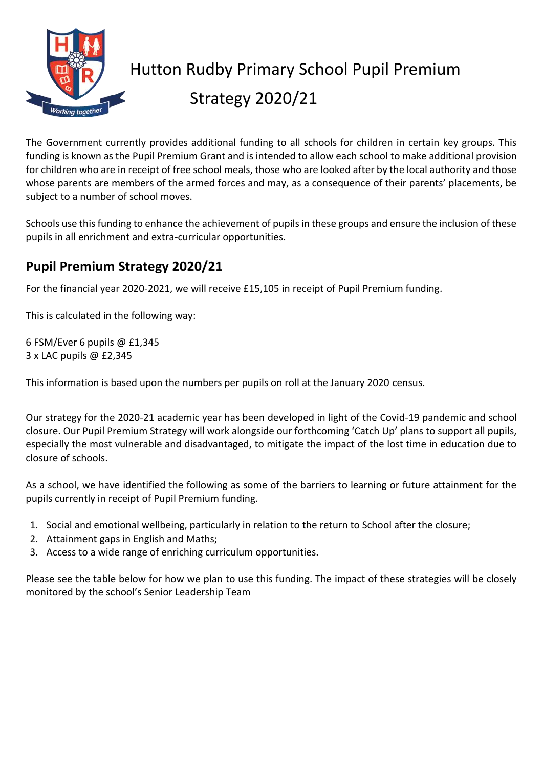# Hutton Rudby Primary School Pupil Premium Strategy 2020/21

The Government currently provides additional funding to all schools for children in certain key groups. This funding is known as the Pupil Premium Grant and is intended to allow each school to make additional provision for children who are in receipt of free school meals, those who are looked after by the local authority and those whose parents are members of the armed forces and may, as a consequence of their parents' placements, be subject to a number of school moves.

Schools use this funding to enhance the achievement of pupils in these groups and ensure the inclusion of these pupils in all enrichment and extra-curricular opportunities.

## Pupil Premium Strategy 2020/21

For the financial year 2020-2021, we will receive £15,105 in receipt of Pupil Premium funding.

This is calculated in the following way:

6 FSM/Ever 6 pupils @ £1,345
3 x LAC pupils @ £2,345

This information is based upon the numbers per pupils on roll at the January 2020 census.

Our strategy for the 2020-21 academic year has been developed in light of the Covid-19 pandemic and school closure. Our Pupil Premium Strategy will work alongside our forthcoming 'Catch Up' plans to support all pupils, especially the most vulnerable and disadvantaged, to mitigate the impact of the lost time in education due to closure of schools.

As a school, we have identified the following as some of the barriers to learning or future attainment for the pupils currently in receipt of Pupil Premium funding.

1. Social and emotional wellbeing, particularly in relation to the return to School after the closure;
2. Attainment gaps in English and Maths;
3. Access to a wide range of enriching curriculum opportunities.

Please see the table below for how we plan to use this funding. The impact of these strategies will be closely monitored by the school's Senior Leadership Team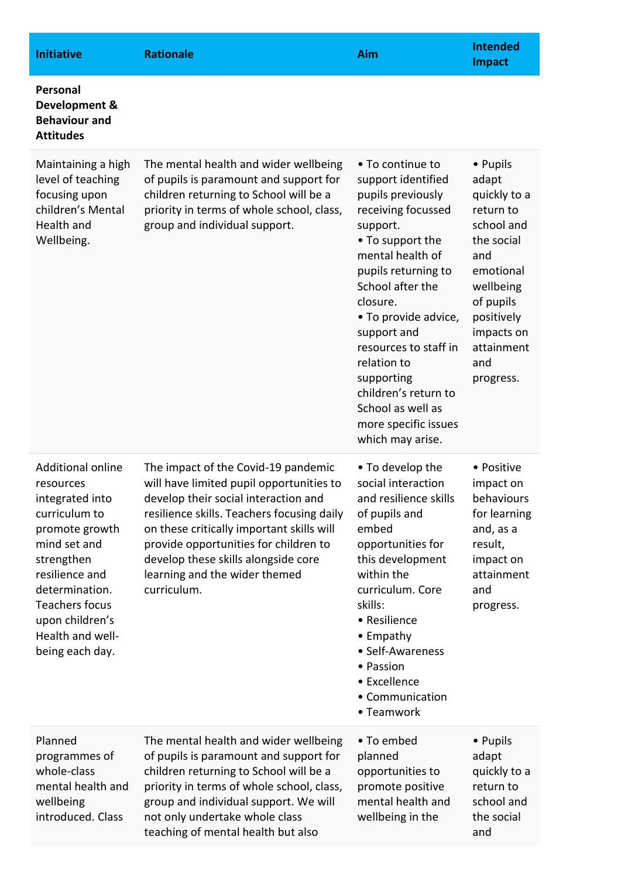| Initiative | Rationale | Aim | Intended Impact |
|---|---|---|---|
| **Personal Development & Behaviour and Attitudes** | | | |
| Maintaining a high level of teaching focusing upon children's Mental Health and Wellbeing. | The mental health and wider wellbeing of pupils is paramount and support for children returning to School will be a priority in terms of whole school, class, group and individual support. | • To continue to support identified pupils previously receiving focussed support.<br>• To support the mental health of pupils returning to School after the closure.<br>• To provide advice, support and resources to staff in relation to supporting children's return to School as well as more specific issues which may arise. | • Pupils adapt quickly to a return to school and the social and emotional wellbeing of pupils positively impacts on attainment and progress. |
| Additional online resources integrated into curriculum to promote growth mind set and strengthen resilience and determination. Teachers focus upon children's Health and well-being each day. | The impact of the Covid-19 pandemic will have limited pupil opportunities to develop their social interaction and resilience skills. Teachers focusing daily on these critically important skills will provide opportunities for children to develop these skills alongside core learning and the wider themed curriculum. | • To develop the social interaction and resilience skills of pupils and embed opportunities for this development within the curriculum. Core skills:<br>• Resilience<br>• Empathy<br>• Self-Awareness<br>• Passion<br>• Excellence<br>• Communication<br>• Teamwork | • Positive impact on behaviours for learning and, as a result, impact on attainment and progress. |
| Planned programmes of whole-class mental health and wellbeing introduced. Class | The mental health and wider wellbeing of pupils is paramount and support for children returning to School will be a priority in terms of whole school, class, group and individual support. We will not only undertake whole class teaching of mental health but also | • To embed planned opportunities to promote positive mental health and wellbeing in the | • Pupils adapt quickly to a return to school and the social and |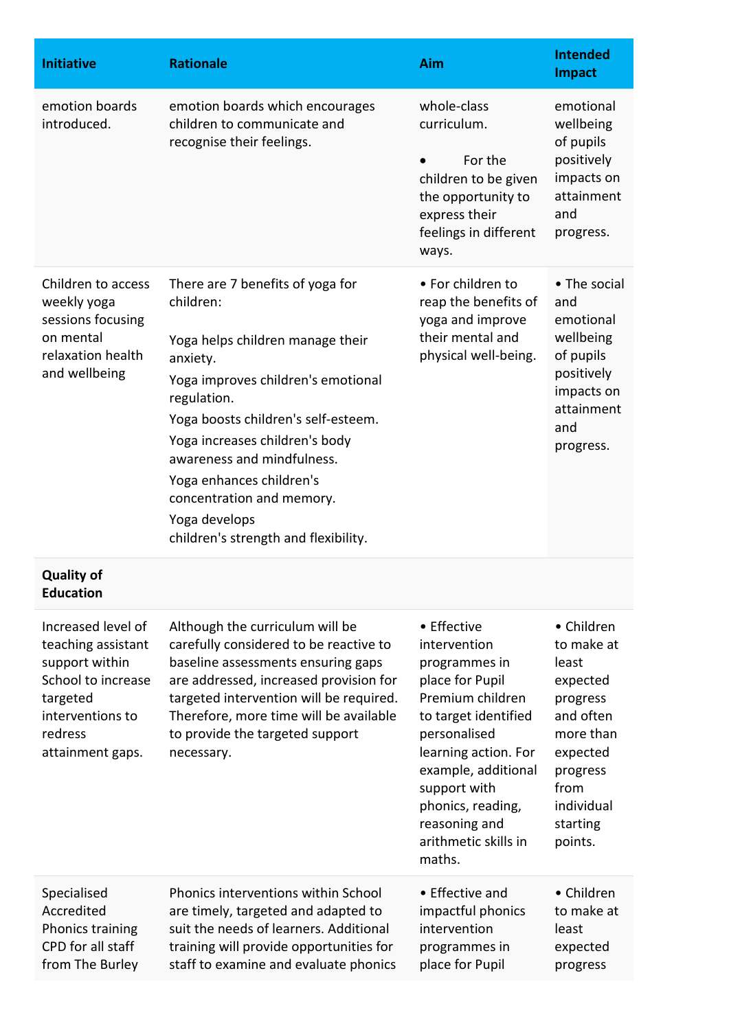| Initiative | Rationale | Aim | Intended Impact |
|---|---|---|---|
| emotion boards introduced. | emotion boards which encourages children to communicate and recognise their feelings. | whole-class curriculum.<br><br>• For the children to be given the opportunity to express their feelings in different ways. | emotional wellbeing of pupils positively impacts on attainment and progress. |
| Children to access weekly yoga sessions focusing on mental relaxation health and wellbeing | There are 7 benefits of yoga for children:<br><br>Yoga helps children manage their anxiety.<br>Yoga improves children's emotional regulation.<br>Yoga boosts children's self-esteem.<br>Yoga increases children's body awareness and mindfulness.<br>Yoga enhances children's concentration and memory.<br>Yoga develops children's strength and flexibility. | • For children to reap the benefits of yoga and improve their mental and physical well-being. | • The social and emotional wellbeing of pupils positively impacts on attainment and progress. |
| **Quality of Education** | | | |
| Increased level of teaching assistant support within School to increase targeted interventions to redress attainment gaps. | Although the curriculum will be carefully considered to be reactive to baseline assessments ensuring gaps are addressed, increased provision for targeted intervention will be required. Therefore, more time will be available to provide the targeted support necessary. | • Effective intervention programmes in place for Pupil Premium children to target identified personalised learning action. For example, additional support with phonics, reading, reasoning and arithmetic skills in maths. | • Children to make at least expected progress and often more than expected progress from individual starting points. |
| Specialised Accredited Phonics training CPD for all staff from The Burley | Phonics interventions within School are timely, targeted and adapted to suit the needs of learners. Additional training will provide opportunities for staff to examine and evaluate phonics | • Effective and impactful phonics intervention programmes in place for Pupil | • Children to make at least expected progress |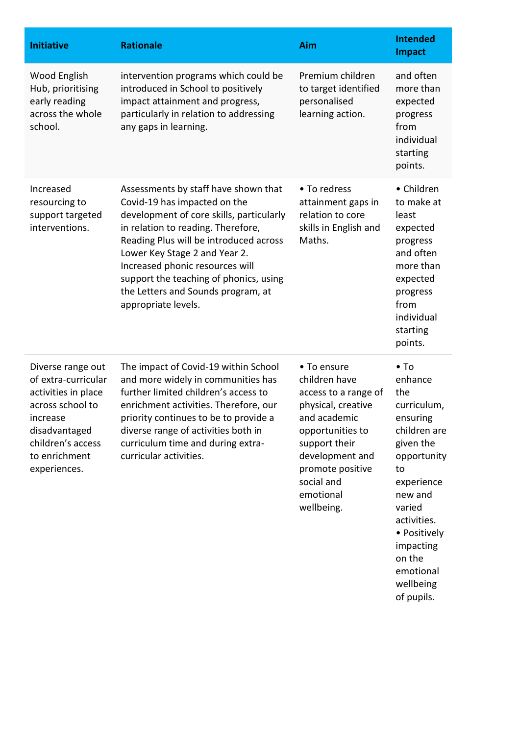| Initiative | Rationale | Aim | Intended Impact |
|---|---|---|---|
| Wood English Hub, prioritising early reading across the whole school. | intervention programs which could be introduced in School to positively impact attainment and progress, particularly in relation to addressing any gaps in learning. | Premium children to target identified personalised learning action. | and often more than expected progress from individual starting points. |
| Increased resourcing to support targeted interventions. | Assessments by staff have shown that Covid-19 has impacted on the development of core skills, particularly in relation to reading. Therefore, Reading Plus will be introduced across Lower Key Stage 2 and Year 2. Increased phonic resources will support the teaching of phonics, using the Letters and Sounds program, at appropriate levels. | • To redress attainment gaps in relation to core skills in English and Maths. | • Children to make at least expected progress and often more than expected progress from individual starting points. |
| Diverse range out of extra-curricular activities in place across school to increase disadvantaged children's access to enrichment experiences. | The impact of Covid-19 within School and more widely in communities has further limited children's access to enrichment activities. Therefore, our priority continues to be to provide a diverse range of activities both in curriculum time and during extra-curricular activities. | • To ensure children have access to a range of physical, creative and academic opportunities to support their development and promote positive social and emotional wellbeing. | • To enhance the curriculum, ensuring children are given the opportunity to experience new and varied activities.<br>• Positively impacting on the emotional wellbeing of pupils. |